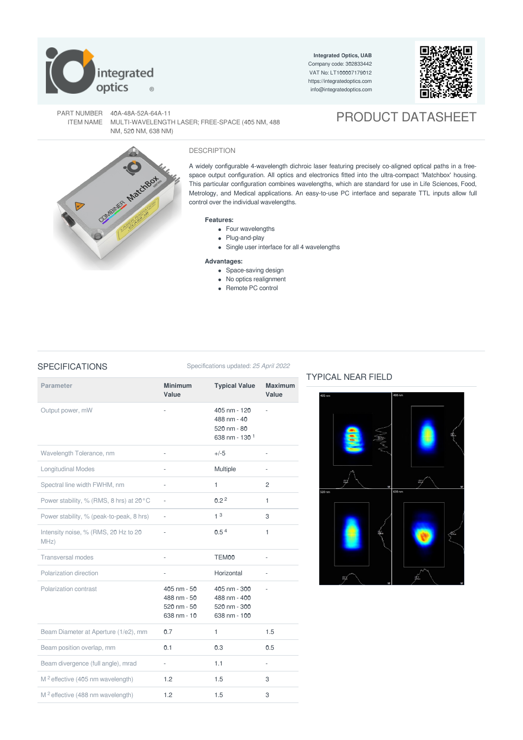Integrated Optics, UAB
Company code: 302833442
VAT No: LT100007179012
https://integratedoptics.com
info@integratedoptics.com

PART NUMBER 40A-48A-52A-64A-11
ITEM NAME MULTI-WAVELENGTH LASER; FREE-SPACE (405 NM, 488 NM, 520 NM, 638 NM)

# PRODUCT DATASHEET

## DESCRIPTION

A widely configurable 4-wavelength dichroic laser featuring precisely co-aligned optical paths in a free-space output configuration. All optics and electronics fitted into the ultra-compact 'Matchbox' housing. This particular configuration combines wavelengths, which are standard for use in Life Sciences, Food, Metrology, and Medical applications. An easy-to-use PC interface and separate TTL inputs allow full control over the individual wavelengths.

**Features:**

- Four wavelengths
- Plug-and-play
- Single user interface for all 4 wavelengths

**Advantages:**

- Space-saving design
- No optics realignment
- Remote PC control

## SPECIFICATIONS

Specifications updated: *25 April 2022*

| Parameter | Minimum Value | Typical Value | Maximum Value |
|---|---|---|---|
| Output power, mW | - | 405 nm - 120<br>488 nm - 40<br>520 nm - 80<br>638 nm - 130 [1] | - |
| Wavelength Tolerance, nm | - | +/-5 | - |
| Longitudinal Modes | - | Multiple | - |
| Spectral line width FWHM, nm | - | 1 | 2 |
| Power stability, % (RMS, 8 hrs) at 20 °C | - | 0.2 [2] | 1 |
| Power stability, % (peak-to-peak, 8 hrs) | - | 1 [3] | 3 |
| Intensity noise, % (RMS, 20 Hz to 20 MHz) | - | 0.5 [4] | 1 |
| Transversal modes | - | TEM00 | - |
| Polarization direction | - | Horizontal | - |
| Polarization contrast | 405 nm - 50<br>488 nm - 50<br>520 nm - 50<br>638 nm - 10 | 405 nm - 300<br>488 nm - 400<br>520 nm - 300<br>638 nm - 100 | - |
| Beam Diameter at Aperture (1/e2), mm | 0.7 | 1 | 1.5 |
| Beam position overlap, mm | 0.1 | 0.3 | 0.5 |
| Beam divergence (full angle), mrad | - | 1.1 | - |
| $M^2$ effective (405 nm wavelength) | 1.2 | 1.5 | 3 |
| $M^2$ effective (488 nm wavelength) | 1.2 | 1.5 | 3 |

## TYPICAL NEAR FIELD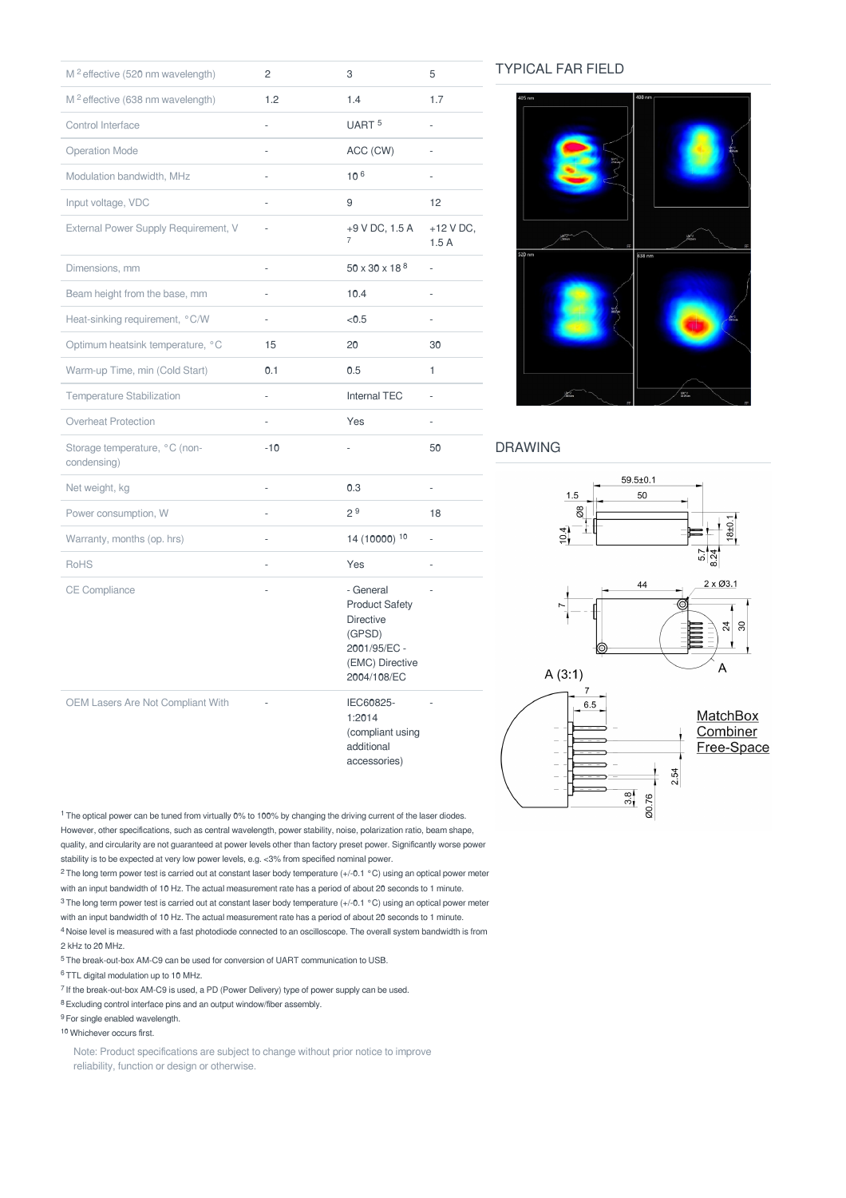| | | | |
|---|---|---|---|
| $M^2$ effective (520 nm wavelength) | 2 | 3 | 5 |
| $M^2$ effective (638 nm wavelength) | 1.2 | 1.4 | 1.7 |
| Control Interface | - | UART [5] | - |
| Operation Mode | - | ACC (CW) | - |
| Modulation bandwidth, MHz | - | 10 [6] | - |
| Input voltage, VDC | - | 9 | 12 |
| External Power Supply Requirement, V | - | +9 V DC, 1.5 A [7] | +12 V DC, 1.5 A |
| Dimensions, mm | - | 50 x 30 x 18 [8] | - |
| Beam height from the base, mm | - | 10.4 | - |
| Heat-sinking requirement, °C/W | - | <0.5 | - |
| Optimum heatsink temperature, °C | 15 | 20 | 30 |
| Warm-up Time, min (Cold Start) | 0.1 | 0.5 | 1 |
| Temperature Stabilization | - | Internal TEC | - |
| Overheat Protection | - | Yes | - |
| Storage temperature, °C (non-condensing) | -10 | - | 50 |
| Net weight, kg | - | 0.3 | - |
| Power consumption, W | - | 2 [9] | 18 |
| Warranty, months (op. hrs) | - | 14 (10000) [10] | - |
| RoHS | - | Yes | - |
| CE Compliance | - | - General Product Safety Directive (GPSD) 2001/95/EC - (EMC) Directive 2004/108/EC | - |
| OEM Lasers Are Not Compliant With | - | IEC60825-1:2014 (compliant using additional accessories) | - |

## TYPICAL FAR FIELD

405 nm

488 nm

520 nm

638 nm

## DRAWING

59.5±0.1
1.5
50
Ø8
10.4
18±0.1
5.7
8.24
44
2 x Ø3.1
7
24
30
A
A (3:1)
7
6.5
2.54
3.8
Ø0.76

MatchBox
Combiner
Free-Space

[1] The optical power can be tuned from virtually 0% to 100% by changing the driving current of the laser diodes. However, other specifications, such as central wavelength, power stability, noise, polarization ratio, beam shape, quality, and circularity are not guaranteed at power levels other than factory preset power. Significantly worse power stability is to be expected at very low power levels, e.g. <3% from specified nominal power.

[2] The long term power test is carried out at constant laser body temperature (+/-0.1 °C) using an optical power meter with an input bandwidth of 10 Hz. The actual measurement rate has a period of about 20 seconds to 1 minute.

[3] The long term power test is carried out at constant laser body temperature (+/-0.1 °C) using an optical power meter with an input bandwidth of 10 Hz. The actual measurement rate has a period of about 20 seconds to 1 minute.

[4] Noise level is measured with a fast photodiode connected to an oscilloscope. The overall system bandwidth is from 2 kHz to 20 MHz.

[5] The break-out-box AM-C9 can be used for conversion of UART communication to USB.

[6] TTL digital modulation up to 10 MHz.

[7] If the break-out-box AM-C9 is used, a PD (Power Delivery) type of power supply can be used.

[8] Excluding control interface pins and an output window/fiber assembly.

[9] For single enabled wavelength.

[10] Whichever occurs first.

Note: Product specifications are subject to change without prior notice to improve reliability, function or design or otherwise.